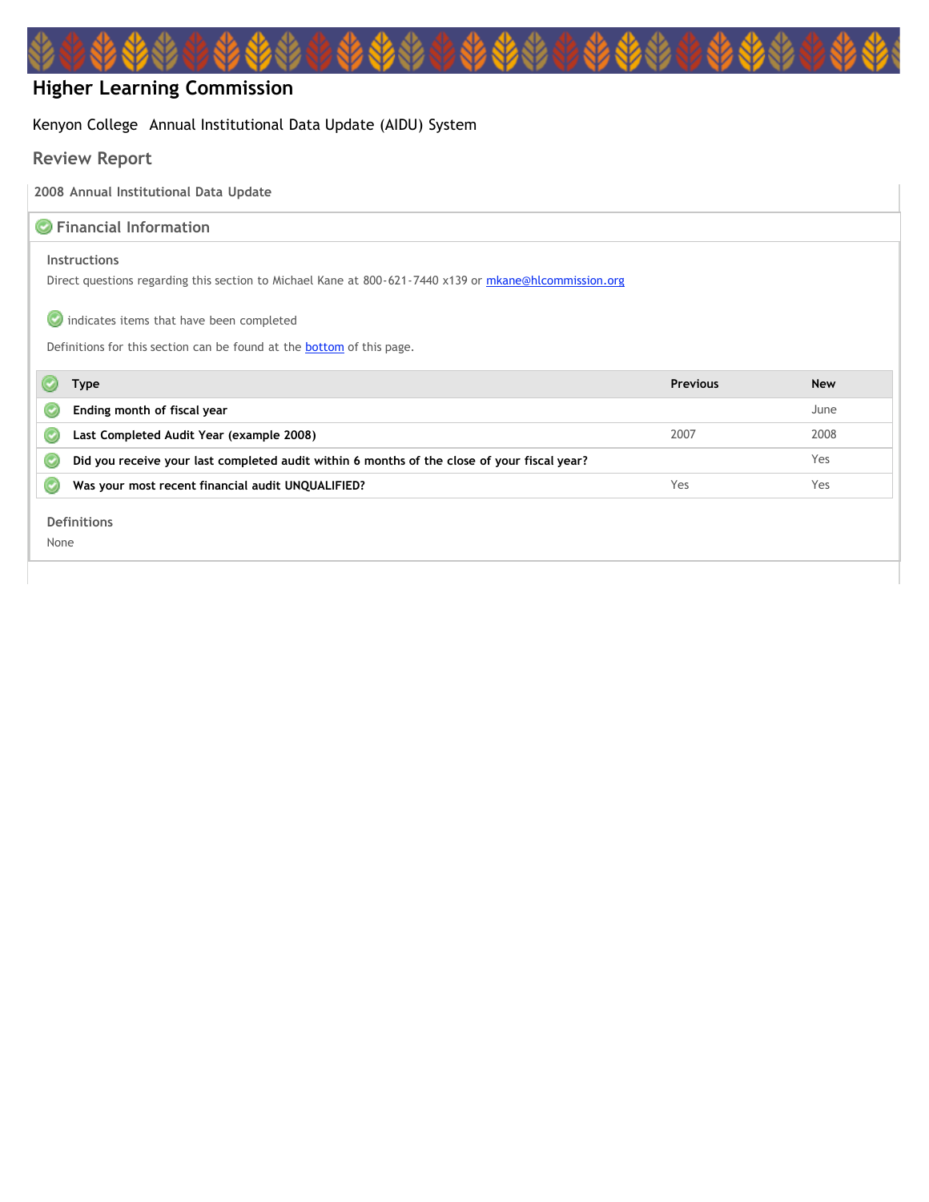# Higher Learning Commission

Kenyon College Annual Institutional Data Update (AIDU) System

## Review Report

**2008 Annual Institutional Data Update**

### Financial Information

**Instructions**

Direct questions regarding this section to Michael Kane at 800-621-7440 x139 or mkane@hlcommission.org

indicates items that have been completed

Definitions for this section can be found at the bottom of this page.

| Type | Previous | New |
|---|---|---|
| **Ending month of fiscal year** | | June |
| **Last Completed Audit Year (example 2008)** | 2007 | 2008 |
| **Did you receive your last completed audit within 6 months of the close of your fiscal year?** | | Yes |
| **Was your most recent financial audit UNQUALIFIED?** | Yes | Yes |

**Definitions**

None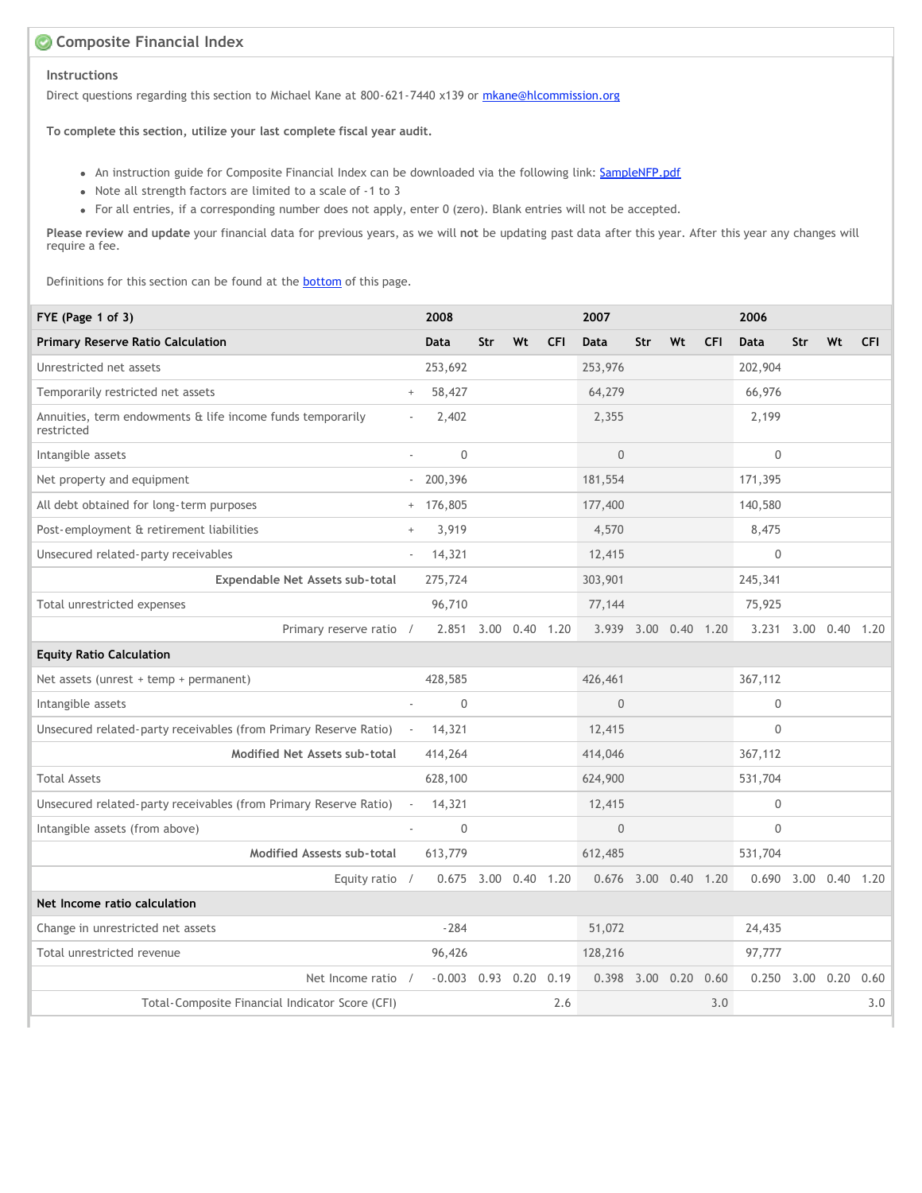## Composite Financial Index

### Instructions

Direct questions regarding this section to Michael Kane at 800-621-7440 x139 or mkane@hlcommission.org

**To complete this section, utilize your last complete fiscal year audit.**

- An instruction guide for Composite Financial Index can be downloaded via the following link: SampleNFP.pdf
- Note all strength factors are limited to a scale of -1 to 3
- For all entries, if a corresponding number does not apply, enter 0 (zero). Blank entries will not be accepted.

**Please review and update** your financial data for previous years, as we will **not** be updating past data after this year. After this year any changes will require a fee.

Definitions for this section can be found at the bottom of this page.

| FYE (Page 1 of 3) | | 2008 | | | | 2007 | | | | 2006 | | | |
|---|---|---|---|---|---|---|---|---|---|---|---|---|---|
| **Primary Reserve Ratio Calculation** | | **Data** | **Str** | **Wt** | **CFI** | **Data** | **Str** | **Wt** | **CFI** | **Data** | **Str** | **Wt** | **CFI** |
| Unrestricted net assets | | 253,692 | | | | 253,976 | | | | 202,904 | | | |
| Temporarily restricted net assets | + | 58,427 | | | | 64,279 | | | | 66,976 | | | |
| Annuities, term endowments & life income funds temporarily restricted | - | 2,402 | | | | 2,355 | | | | 2,199 | | | |
| Intangible assets | - | 0 | | | | 0 | | | | 0 | | | |
| Net property and equipment | - | 200,396 | | | | 181,554 | | | | 171,395 | | | |
| All debt obtained for long-term purposes | + | 176,805 | | | | 177,400 | | | | 140,580 | | | |
| Post-employment & retirement liabilities | + | 3,919 | | | | 4,570 | | | | 8,475 | | | |
| Unsecured related-party receivables | - | 14,321 | | | | 12,415 | | | | 0 | | | |
| **Expendable Net Assets sub-total** | | 275,724 | | | | 303,901 | | | | 245,341 | | | |
| Total unrestricted expenses | | 96,710 | | | | 77,144 | | | | 75,925 | | | |
| Primary reserve ratio | / | 2.851 | 3.00 | 0.40 | 1.20 | 3.939 | 3.00 | 0.40 | 1.20 | 3.231 | 3.00 | 0.40 | 1.20 |
| **Equity Ratio Calculation** | | | | | | | | | | | | | |
| Net assets (unrest + temp + permanent) | | 428,585 | | | | 426,461 | | | | 367,112 | | | |
| Intangible assets | - | 0 | | | | 0 | | | | 0 | | | |
| Unsecured related-party receivables (from Primary Reserve Ratio) | - | 14,321 | | | | 12,415 | | | | 0 | | | |
| **Modified Net Assets sub-total** | | 414,264 | | | | 414,046 | | | | 367,112 | | | |
| Total Assets | | 628,100 | | | | 624,900 | | | | 531,704 | | | |
| Unsecured related-party receivables (from Primary Reserve Ratio) | - | 14,321 | | | | 12,415 | | | | 0 | | | |
| Intangible assets (from above) | - | 0 | | | | 0 | | | | 0 | | | |
| **Modified Assests sub-total** | | 613,779 | | | | 612,485 | | | | 531,704 | | | |
| Equity ratio | / | 0.675 | 3.00 | 0.40 | 1.20 | 0.676 | 3.00 | 0.40 | 1.20 | 0.690 | 3.00 | 0.40 | 1.20 |
| **Net Income ratio calculation** | | | | | | | | | | | | | |
| Change in unrestricted net assets | | -284 | | | | 51,072 | | | | 24,435 | | | |
| Total unrestricted revenue | | 96,426 | | | | 128,216 | | | | 97,777 | | | |
| Net Income ratio | / | -0.003 | 0.93 | 0.20 | 0.19 | 0.398 | 3.00 | 0.20 | 0.60 | 0.250 | 3.00 | 0.20 | 0.60 |
| Total-Composite Financial Indicator Score (CFI) | | | | | 2.6 | | | | 3.0 | | | | 3.0 |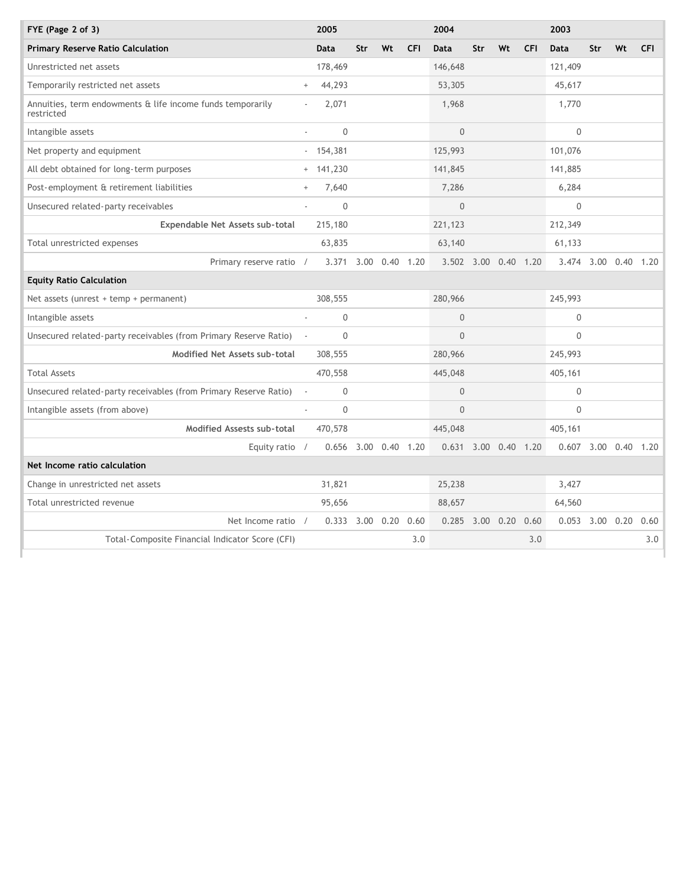| FYE (Page 2 of 3) | | 2005 | | | | 2004 | | | | 2003 | | | |
|---|---|---|---|---|---|---|---|---|---|---|---|---|---|
| **Primary Reserve Ratio Calculation** | | Data | Str | Wt | CFI | Data | Str | Wt | CFI | Data | Str | Wt | CFI |
| Unrestricted net assets | | 178,469 | | | | 146,648 | | | | 121,409 | | | |
| Temporarily restricted net assets | + | 44,293 | | | | 53,305 | | | | 45,617 | | | |
| Annuities, term endowments & life income funds temporarily restricted | - | 2,071 | | | | 1,968 | | | | 1,770 | | | |
| Intangible assets | - | 0 | | | | 0 | | | | 0 | | | |
| Net property and equipment | - | 154,381 | | | | 125,993 | | | | 101,076 | | | |
| All debt obtained for long-term purposes | + | 141,230 | | | | 141,845 | | | | 141,885 | | | |
| Post-employment & retirement liabilities | + | 7,640 | | | | 7,286 | | | | 6,284 | | | |
| Unsecured related-party receivables | - | 0 | | | | 0 | | | | 0 | | | |
| **Expendable Net Assets sub-total** | | 215,180 | | | | 221,123 | | | | 212,349 | | | |
| Total unrestricted expenses | | 63,835 | | | | 63,140 | | | | 61,133 | | | |
| Primary reserve ratio | / | 3.371 | 3.00 | 0.40 | 1.20 | 3.502 | 3.00 | 0.40 | 1.20 | 3.474 | 3.00 | 0.40 | 1.20 |
| **Equity Ratio Calculation** | | | | | | | | | | | | | |
| Net assets (unrest + temp + permanent) | | 308,555 | | | | 280,966 | | | | 245,993 | | | |
| Intangible assets | - | 0 | | | | 0 | | | | 0 | | | |
| Unsecured related-party receivables (from Primary Reserve Ratio) | - | 0 | | | | 0 | | | | 0 | | | |
| **Modified Net Assets sub-total** | | 308,555 | | | | 280,966 | | | | 245,993 | | | |
| Total Assets | | 470,558 | | | | 445,048 | | | | 405,161 | | | |
| Unsecured related-party receivables (from Primary Reserve Ratio) | - | 0 | | | | 0 | | | | 0 | | | |
| Intangible assets (from above) | - | 0 | | | | 0 | | | | 0 | | | |
| **Modified Assests sub-total** | | 470,578 | | | | 445,048 | | | | 405,161 | | | |
| Equity ratio | / | 0.656 | 3.00 | 0.40 | 1.20 | 0.631 | 3.00 | 0.40 | 1.20 | 0.607 | 3.00 | 0.40 | 1.20 |
| **Net Income ratio calculation** | | | | | | | | | | | | | |
| Change in unrestricted net assets | | 31,821 | | | | 25,238 | | | | 3,427 | | | |
| Total unrestricted revenue | | 95,656 | | | | 88,657 | | | | 64,560 | | | |
| Net Income ratio | / | 0.333 | 3.00 | 0.20 | 0.60 | 0.285 | 3.00 | 0.20 | 0.60 | 0.053 | 3.00 | 0.20 | 0.60 |
| Total-Composite Financial Indicator Score (CFI) | | | | | 3.0 | | | | 3.0 | | | | 3.0 |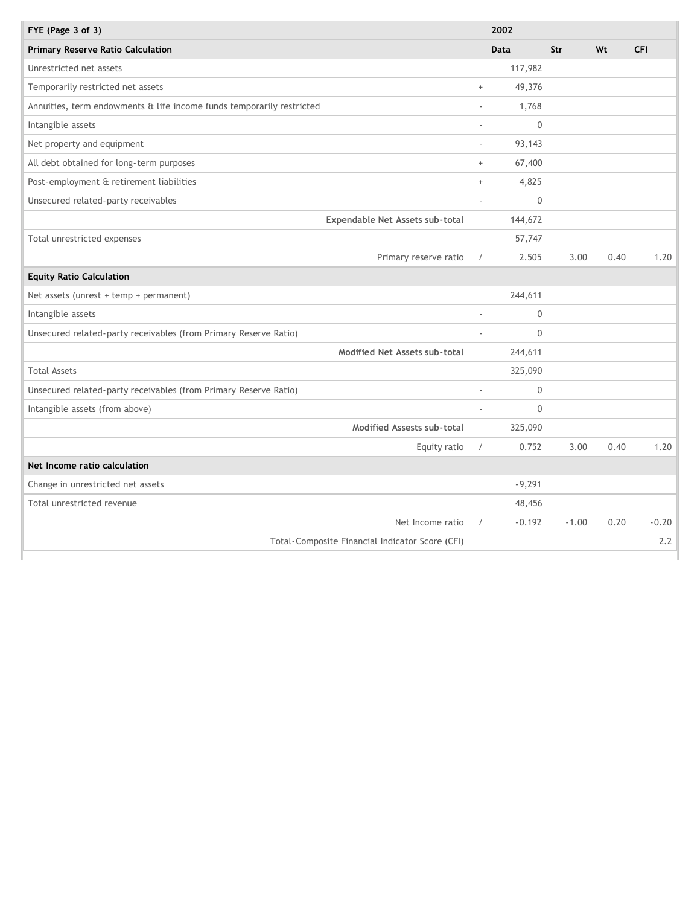| FYE (Page 3 of 3) | | 2002 | | | |
|---|---|---|---|---|---|
| **Primary Reserve Ratio Calculation** | | **Data** | **Str** | **Wt** | **CFI** |
| Unrestricted net assets | | 117,982 | | | |
| Temporarily restricted net assets | + | 49,376 | | | |
| Annuities, term endowments & life income funds temporarily restricted | - | 1,768 | | | |
| Intangible assets | - | 0 | | | |
| Net property and equipment | - | 93,143 | | | |
| All debt obtained for long-term purposes | + | 67,400 | | | |
| Post-employment & retirement liabilities | + | 4,825 | | | |
| Unsecured related-party receivables | - | 0 | | | |
| **Expendable Net Assets sub-total** | | 144,672 | | | |
| Total unrestricted expenses | | 57,747 | | | |
| Primary reserve ratio | / | 2.505 | 3.00 | 0.40 | 1.20 |
| **Equity Ratio Calculation** | | | | | |
| Net assets (unrest + temp + permanent) | | 244,611 | | | |
| Intangible assets | - | 0 | | | |
| Unsecured related-party receivables (from Primary Reserve Ratio) | - | 0 | | | |
| **Modified Net Assets sub-total** | | 244,611 | | | |
| Total Assets | | 325,090 | | | |
| Unsecured related-party receivables (from Primary Reserve Ratio) | - | 0 | | | |
| Intangible assets (from above) | - | 0 | | | |
| **Modified Assests sub-total** | | 325,090 | | | |
| Equity ratio | / | 0.752 | 3.00 | 0.40 | 1.20 |
| **Net Income ratio calculation** | | | | | |
| Change in unrestricted net assets | | -9,291 | | | |
| Total unrestricted revenue | | 48,456 | | | |
| Net Income ratio | / | -0.192 | -1.00 | 0.20 | -0.20 |
| Total-Composite Financial Indicator Score (CFI) | | | | | 2.2 |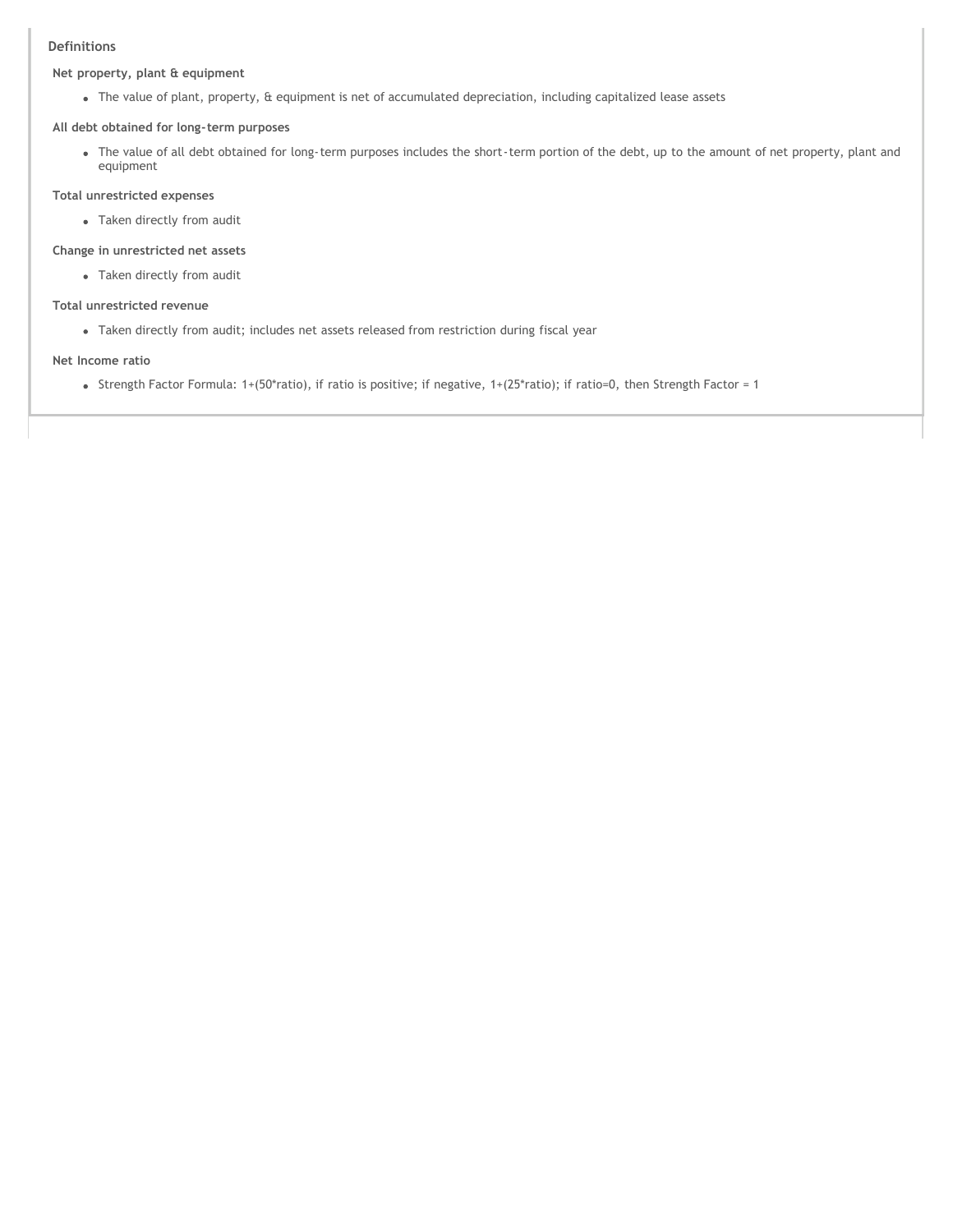## Definitions

### Net property, plant & equipment

- The value of plant, property, & equipment is net of accumulated depreciation, including capitalized lease assets

### All debt obtained for long-term purposes

- The value of all debt obtained for long-term purposes includes the short-term portion of the debt, up to the amount of net property, plant and equipment

### Total unrestricted expenses

- Taken directly from audit

### Change in unrestricted net assets

- Taken directly from audit

### Total unrestricted revenue

- Taken directly from audit; includes net assets released from restriction during fiscal year

### Net Income ratio

- Strength Factor Formula: 1+(50*ratio), if ratio is positive; if negative, 1+(25*ratio); if ratio=0, then Strength Factor = 1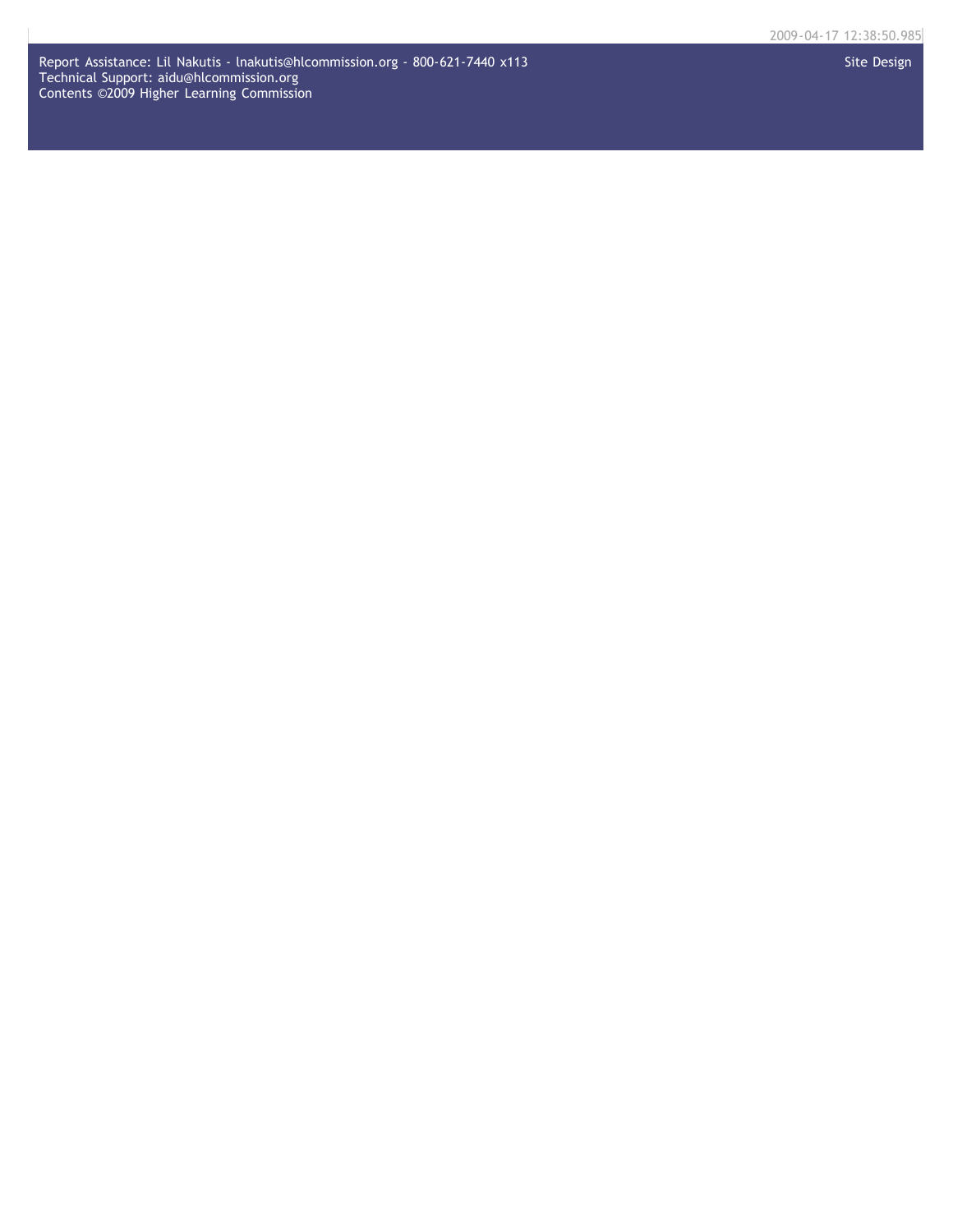Report Assistance: Lil Nakutis - lnakutis@hlcommission.org - 800-621-7440 x113
Technical Support: aidu@hlcommission.org
Contents ©2009 Higher Learning Commission

Site Design